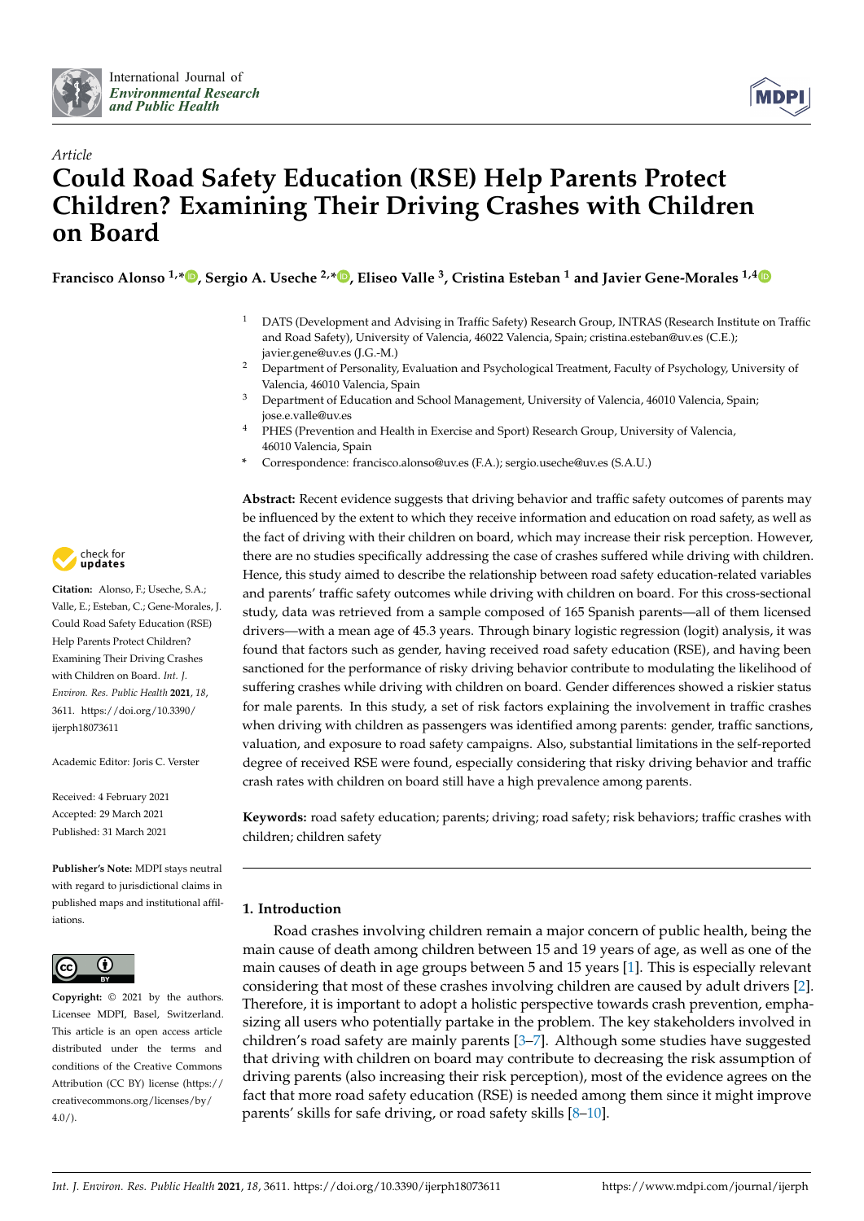*Article*

# Could Road Safety Education (RSE) Help Parents Protect Children? Examining Their Driving Crashes with Children on Board

**Francisco Alonso [1,*], Sergio A. Useche [2,*], Eliseo Valle [3], Cristina Esteban [1] and Javier Gene-Morales [1,4]**

[1] DATS (Development and Advising in Traffic Safety) Research Group, INTRAS (Research Institute on Traffic and Road Safety), University of Valencia, 46022 Valencia, Spain; cristina.esteban@uv.es (C.E.); javier.gene@uv.es (J.G.-M.)

[2] Department of Personality, Evaluation and Psychological Treatment, Faculty of Psychology, University of Valencia, 46010 Valencia, Spain

[3] Department of Education and School Management, University of Valencia, 46010 Valencia, Spain; jose.e.valle@uv.es

[4] PHES (Prevention and Health in Exercise and Sport) Research Group, University of Valencia, 46010 Valencia, Spain

\* Correspondence: francisco.alonso@uv.es (F.A.); sergio.useche@uv.es (S.A.U.)

**Citation:** Alonso, F.; Useche, S.A.; Valle, E.; Esteban, C.; Gene-Morales, J. Could Road Safety Education (RSE) Help Parents Protect Children? Examining Their Driving Crashes with Children on Board. *Int. J. Environ. Res. Public Health* **2021**, *18*, 3611. https://doi.org/10.3390/ijerph18073611

Academic Editor: Joris C. Verster

Received: 4 February 2021
Accepted: 29 March 2021
Published: 31 March 2021

**Publisher's Note:** MDPI stays neutral with regard to jurisdictional claims in published maps and institutional affiliations.

**Copyright:** © 2021 by the authors. Licensee MDPI, Basel, Switzerland. This article is an open access article distributed under the terms and conditions of the Creative Commons Attribution (CC BY) license (https://creativecommons.org/licenses/by/4.0/).

**Abstract:** Recent evidence suggests that driving behavior and traffic safety outcomes of parents may be influenced by the extent to which they receive information and education on road safety, as well as the fact of driving with their children on board, which may increase their risk perception. However, there are no studies specifically addressing the case of crashes suffered while driving with children. Hence, this study aimed to describe the relationship between road safety education-related variables and parents' traffic safety outcomes while driving with children on board. For this cross-sectional study, data was retrieved from a sample composed of 165 Spanish parents—all of them licensed drivers—with a mean age of 45.3 years. Through binary logistic regression (logit) analysis, it was found that factors such as gender, having received road safety education (RSE), and having been sanctioned for the performance of risky driving behavior contribute to modulating the likelihood of suffering crashes while driving with children on board. Gender differences showed a riskier status for male parents. In this study, a set of risk factors explaining the involvement in traffic crashes when driving with children as passengers was identified among parents: gender, traffic sanctions, valuation, and exposure to road safety campaigns. Also, substantial limitations in the self-reported degree of received RSE were found, especially considering that risky driving behavior and traffic crash rates with children on board still have a high prevalence among parents.

**Keywords:** road safety education; parents; driving; road safety; risk behaviors; traffic crashes with children; children safety

## 1. Introduction

Road crashes involving children remain a major concern of public health, being the main cause of death among children between 15 and 19 years of age, as well as one of the main causes of death in age groups between 5 and 15 years [1]. This is especially relevant considering that most of these crashes involving children are caused by adult drivers [2]. Therefore, it is important to adopt a holistic perspective towards crash prevention, emphasizing all users who potentially partake in the problem. The key stakeholders involved in children's road safety are mainly parents [3–7]. Although some studies have suggested that driving with children on board may contribute to decreasing the risk assumption of driving parents (also increasing their risk perception), most of the evidence agrees on the fact that more road safety education (RSE) is needed among them since it might improve parents' skills for safe driving, or road safety skills [8–10].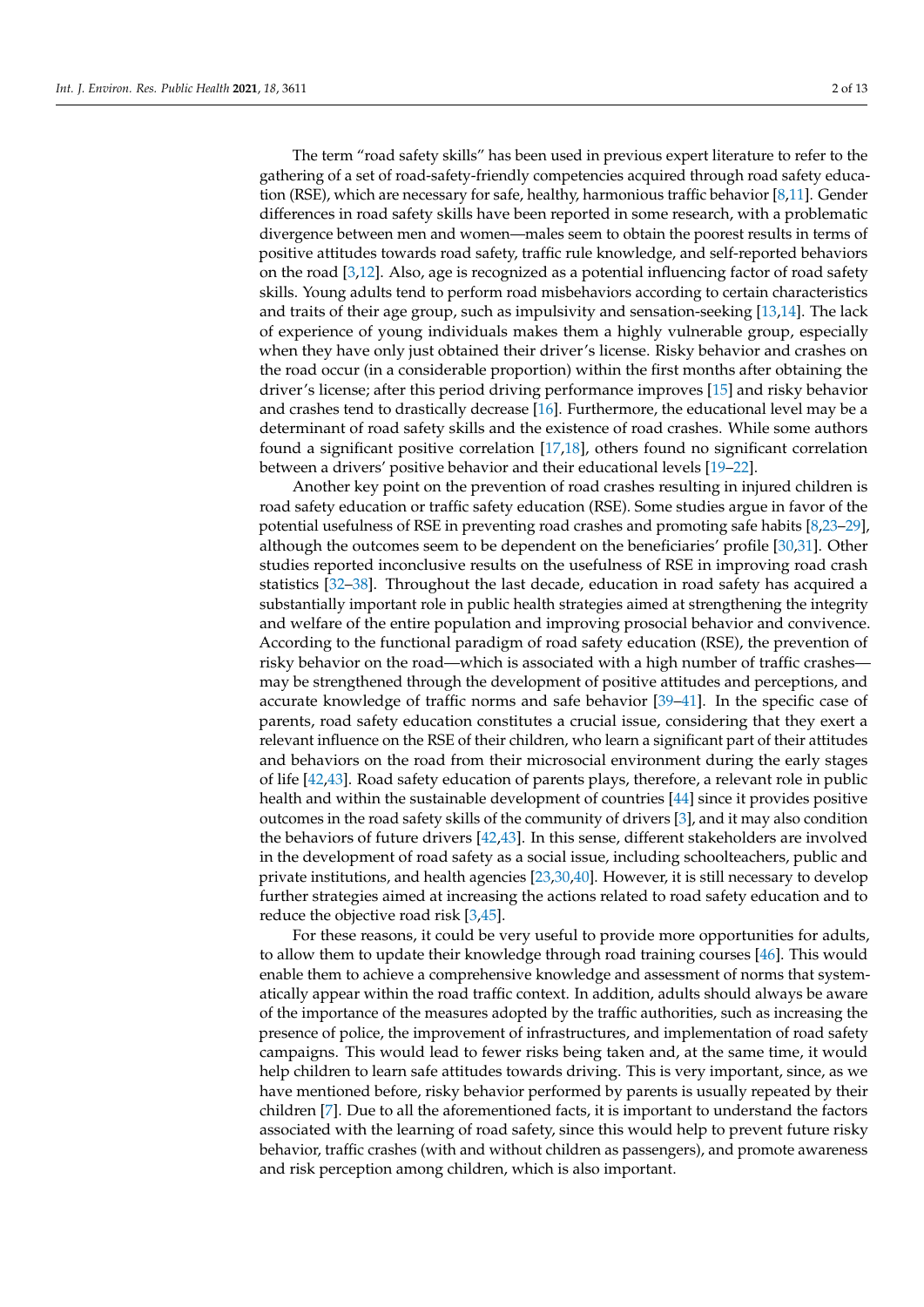The term "road safety skills" has been used in previous expert literature to refer to the gathering of a set of road-safety-friendly competencies acquired through road safety education (RSE), which are necessary for safe, healthy, harmonious traffic behavior [8,11]. Gender differences in road safety skills have been reported in some research, with a problematic divergence between men and women—males seem to obtain the poorest results in terms of positive attitudes towards road safety, traffic rule knowledge, and self-reported behaviors on the road [3,12]. Also, age is recognized as a potential influencing factor of road safety skills. Young adults tend to perform road misbehaviors according to certain characteristics and traits of their age group, such as impulsivity and sensation-seeking [13,14]. The lack of experience of young individuals makes them a highly vulnerable group, especially when they have only just obtained their driver's license. Risky behavior and crashes on the road occur (in a considerable proportion) within the first months after obtaining the driver's license; after this period driving performance improves [15] and risky behavior and crashes tend to drastically decrease [16]. Furthermore, the educational level may be a determinant of road safety skills and the existence of road crashes. While some authors found a significant positive correlation [17,18], others found no significant correlation between a drivers' positive behavior and their educational levels [19–22].

Another key point on the prevention of road crashes resulting in injured children is road safety education or traffic safety education (RSE). Some studies argue in favor of the potential usefulness of RSE in preventing road crashes and promoting safe habits [8,23–29], although the outcomes seem to be dependent on the beneficiaries' profile [30,31]. Other studies reported inconclusive results on the usefulness of RSE in improving road crash statistics [32–38]. Throughout the last decade, education in road safety has acquired a substantially important role in public health strategies aimed at strengthening the integrity and welfare of the entire population and improving prosocial behavior and convivence. According to the functional paradigm of road safety education (RSE), the prevention of risky behavior on the road—which is associated with a high number of traffic crashes—may be strengthened through the development of positive attitudes and perceptions, and accurate knowledge of traffic norms and safe behavior [39–41]. In the specific case of parents, road safety education constitutes a crucial issue, considering that they exert a relevant influence on the RSE of their children, who learn a significant part of their attitudes and behaviors on the road from their microsocial environment during the early stages of life [42,43]. Road safety education of parents plays, therefore, a relevant role in public health and within the sustainable development of countries [44] since it provides positive outcomes in the road safety skills of the community of drivers [3], and it may also condition the behaviors of future drivers [42,43]. In this sense, different stakeholders are involved in the development of road safety as a social issue, including schoolteachers, public and private institutions, and health agencies [23,30,40]. However, it is still necessary to develop further strategies aimed at increasing the actions related to road safety education and to reduce the objective road risk [3,45].

For these reasons, it could be very useful to provide more opportunities for adults, to allow them to update their knowledge through road training courses [46]. This would enable them to achieve a comprehensive knowledge and assessment of norms that systematically appear within the road traffic context. In addition, adults should always be aware of the importance of the measures adopted by the traffic authorities, such as increasing the presence of police, the improvement of infrastructures, and implementation of road safety campaigns. This would lead to fewer risks being taken and, at the same time, it would help children to learn safe attitudes towards driving. This is very important, since, as we have mentioned before, risky behavior performed by parents is usually repeated by their children [7]. Due to all the aforementioned facts, it is important to understand the factors associated with the learning of road safety, since this would help to prevent future risky behavior, traffic crashes (with and without children as passengers), and promote awareness and risk perception among children, which is also important.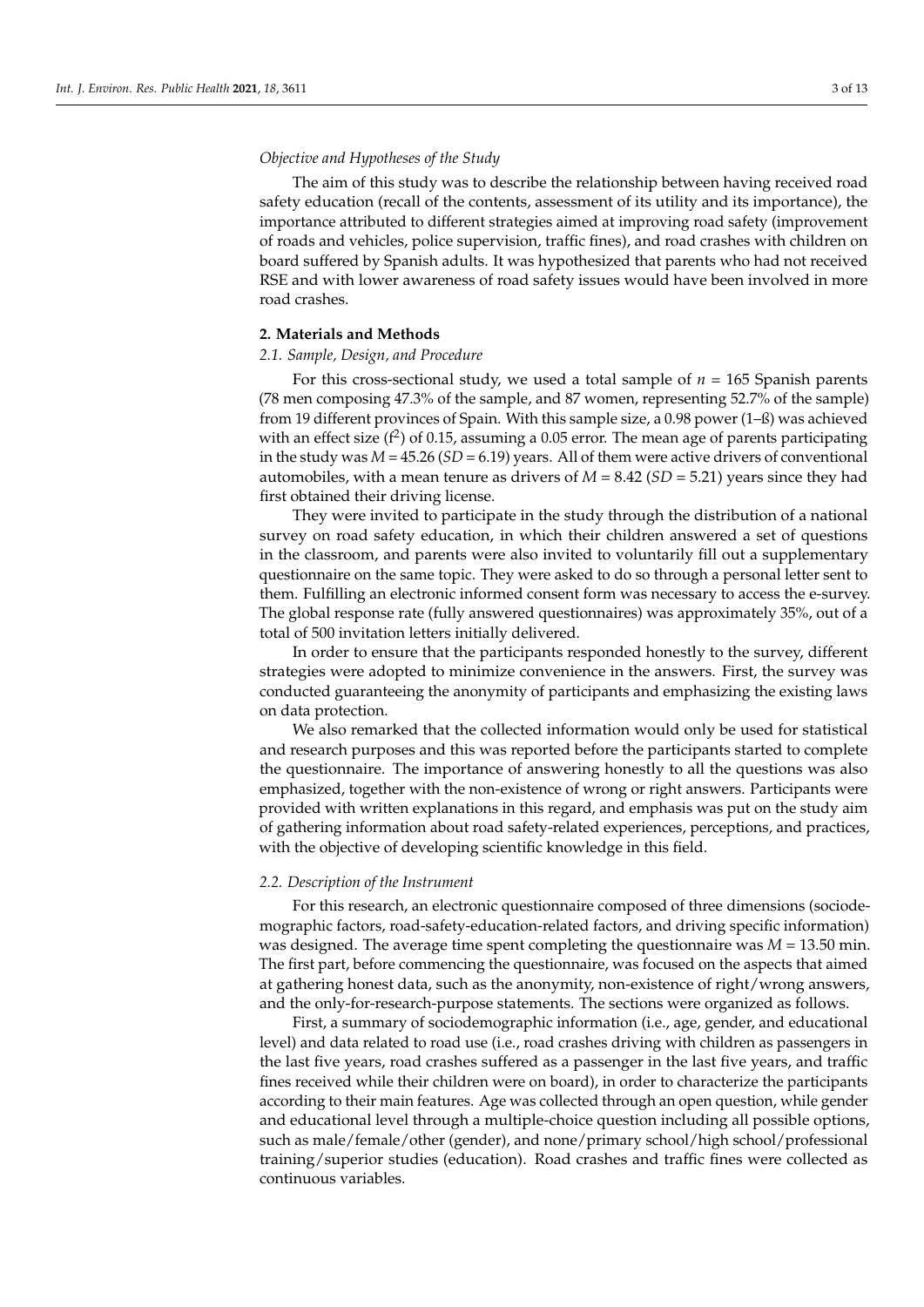*Objective and Hypotheses of the Study*

The aim of this study was to describe the relationship between having received road safety education (recall of the contents, assessment of its utility and its importance), the importance attributed to different strategies aimed at improving road safety (improvement of roads and vehicles, police supervision, traffic fines), and road crashes with children on board suffered by Spanish adults. It was hypothesized that parents who had not received RSE and with lower awareness of road safety issues would have been involved in more road crashes.

## 2. Materials and Methods

### 2.1. Sample, Design, and Procedure

For this cross-sectional study, we used a total sample of $n$ = 165 Spanish parents (78 men composing 47.3% of the sample, and 87 women, representing 52.7% of the sample) from 19 different provinces of Spain. With this sample size, a 0.98 power (1–ß) was achieved with an effect size ($f^2$) of 0.15, assuming a 0.05 error. The mean age of parents participating in the study was $M$ = 45.26 ($SD$ = 6.19) years. All of them were active drivers of conventional automobiles, with a mean tenure as drivers of $M$ = 8.42 ($SD$ = 5.21) years since they had first obtained their driving license.

They were invited to participate in the study through the distribution of a national survey on road safety education, in which their children answered a set of questions in the classroom, and parents were also invited to voluntarily fill out a supplementary questionnaire on the same topic. They were asked to do so through a personal letter sent to them. Fulfilling an electronic informed consent form was necessary to access the e-survey. The global response rate (fully answered questionnaires) was approximately 35%, out of a total of 500 invitation letters initially delivered.

In order to ensure that the participants responded honestly to the survey, different strategies were adopted to minimize convenience in the answers. First, the survey was conducted guaranteeing the anonymity of participants and emphasizing the existing laws on data protection.

We also remarked that the collected information would only be used for statistical and research purposes and this was reported before the participants started to complete the questionnaire. The importance of answering honestly to all the questions was also emphasized, together with the non-existence of wrong or right answers. Participants were provided with written explanations in this regard, and emphasis was put on the study aim of gathering information about road safety-related experiences, perceptions, and practices, with the objective of developing scientific knowledge in this field.

### 2.2. Description of the Instrument

For this research, an electronic questionnaire composed of three dimensions (sociodemographic factors, road-safety-education-related factors, and driving specific information) was designed. The average time spent completing the questionnaire was $M$ = 13.50 min. The first part, before commencing the questionnaire, was focused on the aspects that aimed at gathering honest data, such as the anonymity, non-existence of right/wrong answers, and the only-for-research-purpose statements. The sections were organized as follows.

First, a summary of sociodemographic information (i.e., age, gender, and educational level) and data related to road use (i.e., road crashes driving with children as passengers in the last five years, road crashes suffered as a passenger in the last five years, and traffic fines received while their children were on board), in order to characterize the participants according to their main features. Age was collected through an open question, while gender and educational level through a multiple-choice question including all possible options, such as male/female/other (gender), and none/primary school/high school/professional training/superior studies (education). Road crashes and traffic fines were collected as continuous variables.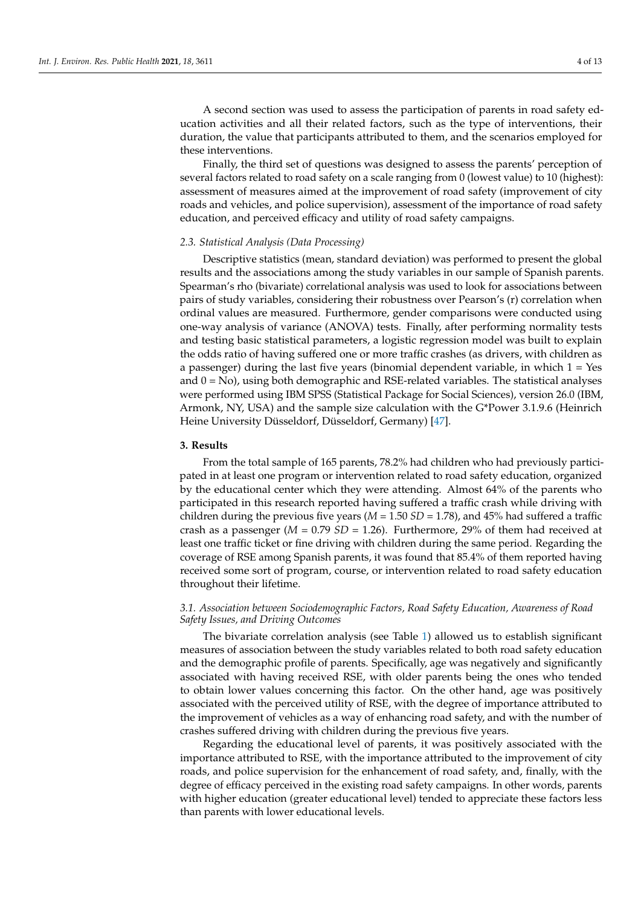A second section was used to assess the participation of parents in road safety education activities and all their related factors, such as the type of interventions, their duration, the value that participants attributed to them, and the scenarios employed for these interventions.

Finally, the third set of questions was designed to assess the parents' perception of several factors related to road safety on a scale ranging from 0 (lowest value) to 10 (highest): assessment of measures aimed at the improvement of road safety (improvement of city roads and vehicles, and police supervision), assessment of the importance of road safety education, and perceived efficacy and utility of road safety campaigns.

### *2.3. Statistical Analysis (Data Processing)*

Descriptive statistics (mean, standard deviation) was performed to present the global results and the associations among the study variables in our sample of Spanish parents. Spearman's rho (bivariate) correlational analysis was used to look for associations between pairs of study variables, considering their robustness over Pearson's (r) correlation when ordinal values are measured. Furthermore, gender comparisons were conducted using one-way analysis of variance (ANOVA) tests. Finally, after performing normality tests and testing basic statistical parameters, a logistic regression model was built to explain the odds ratio of having suffered one or more traffic crashes (as drivers, with children as a passenger) during the last five years (binomial dependent variable, in which 1 = Yes and 0 = No), using both demographic and RSE-related variables. The statistical analyses were performed using IBM SPSS (Statistical Package for Social Sciences), version 26.0 (IBM, Armonk, NY, USA) and the sample size calculation with the G*Power 3.1.9.6 (Heinrich Heine University Düsseldorf, Düsseldorf, Germany) [47].

## 3. Results

From the total sample of 165 parents, 78.2% had children who had previously participated in at least one program or intervention related to road safety education, organized by the educational center which they were attending. Almost 64% of the parents who participated in this research reported having suffered a traffic crash while driving with children during the previous five years ($M$ = 1.50 $SD$ = 1.78), and 45% had suffered a traffic crash as a passenger ($M$ = 0.79 $SD$ = 1.26). Furthermore, 29% of them had received at least one traffic ticket or fine driving with children during the same period. Regarding the coverage of RSE among Spanish parents, it was found that 85.4% of them reported having received some sort of program, course, or intervention related to road safety education throughout their lifetime.

### *3.1. Association between Sociodemographic Factors, Road Safety Education, Awareness of Road Safety Issues, and Driving Outcomes*

The bivariate correlation analysis (see Table 1) allowed us to establish significant measures of association between the study variables related to both road safety education and the demographic profile of parents. Specifically, age was negatively and significantly associated with having received RSE, with older parents being the ones who tended to obtain lower values concerning this factor. On the other hand, age was positively associated with the perceived utility of RSE, with the degree of importance attributed to the improvement of vehicles as a way of enhancing road safety, and with the number of crashes suffered driving with children during the previous five years.

Regarding the educational level of parents, it was positively associated with the importance attributed to RSE, with the importance attributed to the improvement of city roads, and police supervision for the enhancement of road safety, and, finally, with the degree of efficacy perceived in the existing road safety campaigns. In other words, parents with higher education (greater educational level) tended to appreciate these factors less than parents with lower educational levels.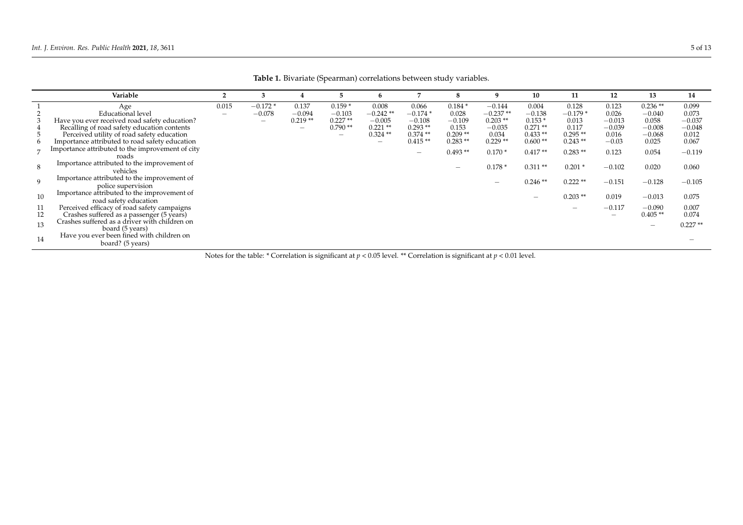**Table 1.** Bivariate (Spearman) correlations between study variables.

| | Variable | 2 | 3 | 4 | 5 | 6 | 7 | 8 | 9 | 10 | 11 | 12 | 13 | 14 |
|---|---|---|---|---|---|---|---|---|---|---|---|---|---|---|
| 1 | Age | 0.015 | −0.172 * | 0.137 | 0.159 * | 0.008 | 0.066 | 0.184 * | −0.144 | 0.004 | 0.128 | 0.123 | 0.236 ** | 0.099 |
| 2 | Educational level | – | −0.078 | −0.094 | −0.103 | −0.242 ** | −0.174 * | 0.028 | −0.237 ** | −0.138 | −0.179 * | 0.026 | −0.040 | 0.073 |
| 3 | Have you ever received road safety education? | | – | 0.219 ** | 0.227 ** | −0.005 | −0.108 | −0.109 | 0.203 ** | 0.153 * | 0.013 | −0.013 | 0.058 | −0.037 |
| 4 | Recalling of road safety education contents | | | – | 0.790 ** | 0.221 ** | 0.293 ** | 0.153 | −0.035 | 0.271 ** | 0.117 | −0.039 | −0.008 | −0.048 |
| 5 | Perceived utility of road safety education | | | | – | 0.324 ** | 0.374 ** | 0.209 ** | 0.034 | 0.433 ** | 0.295 ** | 0.016 | −0.068 | 0.012 |
| 6 | Importance attributed to road safety education | | | | | – | 0.415 ** | 0.283 ** | 0.229 ** | 0.600 ** | 0.243 ** | −0.03 | 0.025 | 0.067 |
| 7 | Importance attributed to the improvement of city roads | | | | | | – | 0.493 ** | 0.170 * | 0.417 ** | 0.283 ** | 0.123 | 0.054 | −0.119 |
| 8 | Importance attributed to the improvement of vehicles | | | | | | | – | 0.178 * | 0.311 ** | 0.201 * | −0.102 | 0.020 | 0.060 |
| 9 | Importance attributed to the improvement of police supervision | | | | | | | | – | 0.246 ** | 0.222 ** | −0.151 | −0.128 | −0.105 |
| 10 | Importance attributed to the improvement of road safety education | | | | | | | | | – | 0.203 ** | 0.019 | −0.013 | 0.075 |
| 11 | Perceived efficacy of road safety campaigns | | | | | | | | | | – | −0.117 | −0.090 | 0.007 |
| 12 | Crashes suffered as a passenger (5 years) | | | | | | | | | | | – | 0.405 ** | 0.074 |
| 13 | Crashes suffered as a driver with children on board (5 years) | | | | | | | | | | | | – | 0.227 ** |
| 14 | Have you ever been fined with children on board? (5 years) | | | | | | | | | | | | | – |

Notes for the table: * Correlation is significant at $p < 0.05$ level. ** Correlation is significant at $p < 0.01$ level.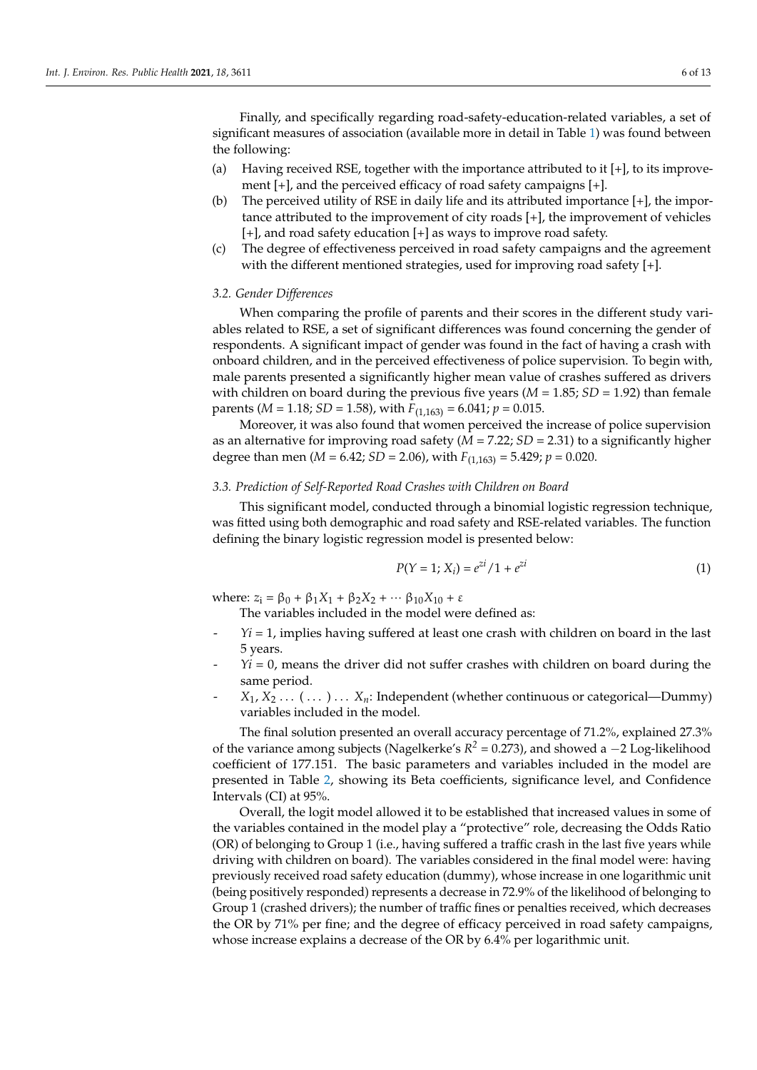Finally, and specifically regarding road-safety-education-related variables, a set of significant measures of association (available more in detail in Table 1) was found between the following:

(a) Having received RSE, together with the importance attributed to it [+], to its improvement [+], and the perceived efficacy of road safety campaigns [+].
(b) The perceived utility of RSE in daily life and its attributed importance [+], the importance attributed to the improvement of city roads [+], the improvement of vehicles [+], and road safety education [+] as ways to improve road safety.
(c) The degree of effectiveness perceived in road safety campaigns and the agreement with the different mentioned strategies, used for improving road safety [+].

### *3.2. Gender Differences*

When comparing the profile of parents and their scores in the different study variables related to RSE, a set of significant differences was found concerning the gender of respondents. A significant impact of gender was found in the fact of having a crash with onboard children, and in the perceived effectiveness of police supervision. To begin with, male parents presented a significantly higher mean value of crashes suffered as drivers with children on board during the previous five years ($M = 1.85$; $SD = 1.92$) than female parents ($M = 1.18$; $SD = 1.58$), with $F_{(1,163)} = 6.041$; $p = 0.015$.

Moreover, it was also found that women perceived the increase of police supervision as an alternative for improving road safety ($M = 7.22$; $SD = 2.31$) to a significantly higher degree than men ($M = 6.42$; $SD = 2.06$), with $F_{(1,163)} = 5.429$; $p = 0.020$.

### *3.3. Prediction of Self-Reported Road Crashes with Children on Board*

This significant model, conducted through a binomial logistic regression technique, was fitted using both demographic and road safety and RSE-related variables. The function defining the binary logistic regression model is presented below:

$$P(Y = 1; X_i) = e^{zi}/1 + e^{zi} \quad (1)$$

where: $z_i = \beta_0 + \beta_1 X_1 + \beta_2 X_2 + \cdots \beta_{10} X_{10} + \varepsilon$

The variables included in the model were defined as:

- $Yi = 1$, implies having suffered at least one crash with children on board in the last 5 years.
- $Yi = 0$, means the driver did not suffer crashes with children on board during the same period.
- $X_1, X_2 \ldots (\ldots) \ldots X_n$: Independent (whether continuous or categorical—Dummy) variables included in the model.

The final solution presented an overall accuracy percentage of 71.2%, explained 27.3% of the variance among subjects (Nagelkerke's $R^2 = 0.273$), and showed a $-2$ Log-likelihood coefficient of 177.151. The basic parameters and variables included in the model are presented in Table 2, showing its Beta coefficients, significance level, and Confidence Intervals (CI) at 95%.

Overall, the logit model allowed it to be established that increased values in some of the variables contained in the model play a "protective" role, decreasing the Odds Ratio (OR) of belonging to Group 1 (i.e., having suffered a traffic crash in the last five years while driving with children on board). The variables considered in the final model were: having previously received road safety education (dummy), whose increase in one logarithmic unit (being positively responded) represents a decrease in 72.9% of the likelihood of belonging to Group 1 (crashed drivers); the number of traffic fines or penalties received, which decreases the OR by 71% per fine; and the degree of efficacy perceived in road safety campaigns, whose increase explains a decrease of the OR by 6.4% per logarithmic unit.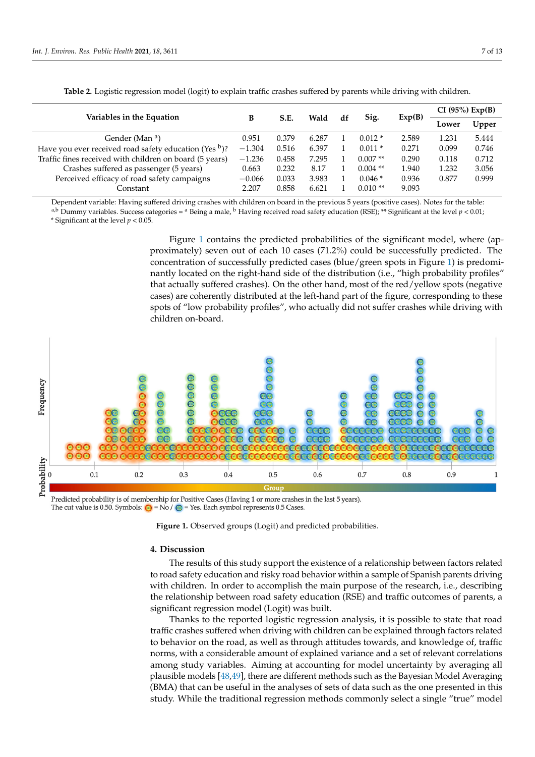**Table 2.** Logistic regression model (logit) to explain traffic crashes suffered by parents while driving with children.

| Variables in the Equation | B | S.E. | Wald | df | Sig. | Exp(B) | CI (95%) Exp(B) | |
|---|---|---|---|---|---|---|---|---|
| | | | | | | | Lower | Upper |
| Gender (Man [a]) | 0.951 | 0.379 | 6.287 | 1 | 0.012 * | 2.589 | 1.231 | 5.444 |
| Have you ever received road safety education (Yes [b])? | −1.304 | 0.516 | 6.397 | 1 | 0.011 * | 0.271 | 0.099 | 0.746 |
| Traffic fines received with children on board (5 years) | −1.236 | 0.458 | 7.295 | 1 | 0.007 ** | 0.290 | 0.118 | 0.712 |
| Crashes suffered as passenger (5 years) | 0.663 | 0.232 | 8.17 | 1 | 0.004 ** | 1.940 | 1.232 | 3.056 |
| Perceived efficacy of road safety campaigns | −0.066 | 0.033 | 3.983 | 1 | 0.046 * | 0.936 | 0.877 | 0.999 |
| Constant | 2.207 | 0.858 | 6.621 | 1 | 0.010 ** | 9.093 | | |

Dependent variable: Having suffered driving crashes with children on board in the previous 5 years (positive cases). Notes for the table: [a,b] Dummy variables. Success categories = [a] Being a male, [b] Having received road safety education (RSE); ** Significant at the level $p < 0.01$; * Significant at the level $p < 0.05$.

Figure 1 contains the predicted probabilities of the significant model, where (approximately) seven out of each 10 cases (71.2%) could be successfully predicted. The concentration of successfully predicted cases (blue/green spots in Figure 1) is predominantly located on the right-hand side of the distribution (i.e., "high probability profiles" that actually suffered crashes). On the other hand, most of the red/yellow spots (negative cases) are coherently distributed at the left-hand part of the figure, corresponding to these spots of "low probability profiles", who actually did not suffer crashes while driving with children on-board.

Predicted probability is of membership for Positive Cases (Having 1 or more crashes in the last 5 years). The cut value is 0.50. Symbols: = No / = Yes. Each symbol represents 0.5 Cases.

**Figure 1.** Observed groups (Logit) and predicted probabilities.

## 4. Discussion

The results of this study support the existence of a relationship between factors related to road safety education and risky road behavior within a sample of Spanish parents driving with children. In order to accomplish the main purpose of the research, i.e., describing the relationship between road safety education (RSE) and traffic outcomes of parents, a significant regression model (Logit) was built.

Thanks to the reported logistic regression analysis, it is possible to state that road traffic crashes suffered when driving with children can be explained through factors related to behavior on the road, as well as through attitudes towards, and knowledge of, traffic norms, with a considerable amount of explained variance and a set of relevant correlations among study variables. Aiming at accounting for model uncertainty by averaging all plausible models [48,49], there are different methods such as the Bayesian Model Averaging (BMA) that can be useful in the analyses of sets of data such as the one presented in this study. While the traditional regression methods commonly select a single "true" model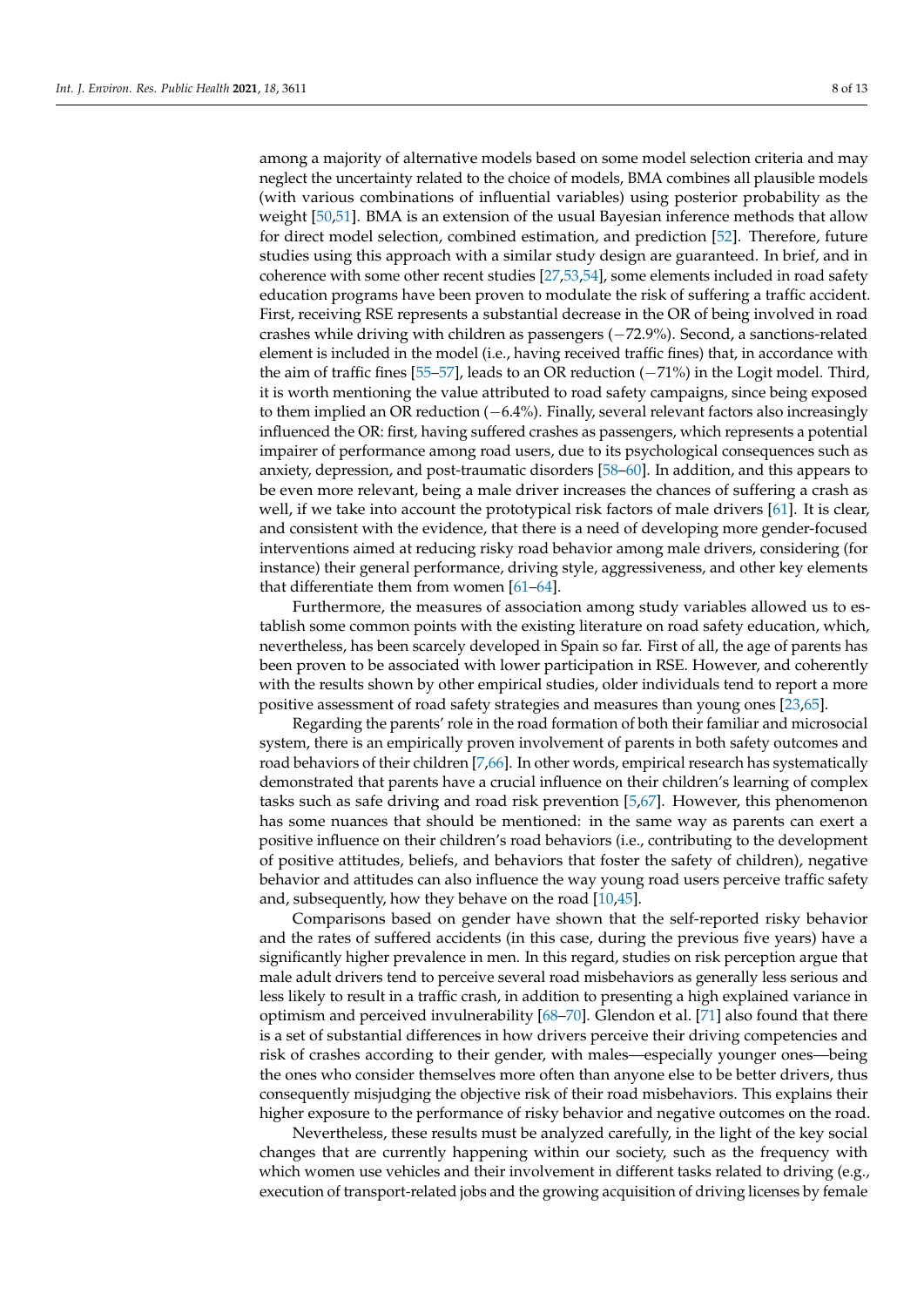among a majority of alternative models based on some model selection criteria and may neglect the uncertainty related to the choice of models, BMA combines all plausible models (with various combinations of influential variables) using posterior probability as the weight [50,51]. BMA is an extension of the usual Bayesian inference methods that allow for direct model selection, combined estimation, and prediction [52]. Therefore, future studies using this approach with a similar study design are guaranteed. In brief, and in coherence with some other recent studies [27,53,54], some elements included in road safety education programs have been proven to modulate the risk of suffering a traffic accident. First, receiving RSE represents a substantial decrease in the OR of being involved in road crashes while driving with children as passengers (−72.9%). Second, a sanctions-related element is included in the model (i.e., having received traffic fines) that, in accordance with the aim of traffic fines [55–57], leads to an OR reduction (−71%) in the Logit model. Third, it is worth mentioning the value attributed to road safety campaigns, since being exposed to them implied an OR reduction (−6.4%). Finally, several relevant factors also increasingly influenced the OR: first, having suffered crashes as passengers, which represents a potential impairer of performance among road users, due to its psychological consequences such as anxiety, depression, and post-traumatic disorders [58–60]. In addition, and this appears to be even more relevant, being a male driver increases the chances of suffering a crash as well, if we take into account the prototypical risk factors of male drivers [61]. It is clear, and consistent with the evidence, that there is a need of developing more gender-focused interventions aimed at reducing risky road behavior among male drivers, considering (for instance) their general performance, driving style, aggressiveness, and other key elements that differentiate them from women [61–64].

Furthermore, the measures of association among study variables allowed us to establish some common points with the existing literature on road safety education, which, nevertheless, has been scarcely developed in Spain so far. First of all, the age of parents has been proven to be associated with lower participation in RSE. However, and coherently with the results shown by other empirical studies, older individuals tend to report a more positive assessment of road safety strategies and measures than young ones [23,65].

Regarding the parents' role in the road formation of both their familiar and microsocial system, there is an empirically proven involvement of parents in both safety outcomes and road behaviors of their children [7,66]. In other words, empirical research has systematically demonstrated that parents have a crucial influence on their children's learning of complex tasks such as safe driving and road risk prevention [5,67]. However, this phenomenon has some nuances that should be mentioned: in the same way as parents can exert a positive influence on their children's road behaviors (i.e., contributing to the development of positive attitudes, beliefs, and behaviors that foster the safety of children), negative behavior and attitudes can also influence the way young road users perceive traffic safety and, subsequently, how they behave on the road [10,45].

Comparisons based on gender have shown that the self-reported risky behavior and the rates of suffered accidents (in this case, during the previous five years) have a significantly higher prevalence in men. In this regard, studies on risk perception argue that male adult drivers tend to perceive several road misbehaviors as generally less serious and less likely to result in a traffic crash, in addition to presenting a high explained variance in optimism and perceived invulnerability [68–70]. Glendon et al. [71] also found that there is a set of substantial differences in how drivers perceive their driving competencies and risk of crashes according to their gender, with males—especially younger ones—being the ones who consider themselves more often than anyone else to be better drivers, thus consequently misjudging the objective risk of their road misbehaviors. This explains their higher exposure to the performance of risky behavior and negative outcomes on the road.

Nevertheless, these results must be analyzed carefully, in the light of the key social changes that are currently happening within our society, such as the frequency with which women use vehicles and their involvement in different tasks related to driving (e.g., execution of transport-related jobs and the growing acquisition of driving licenses by female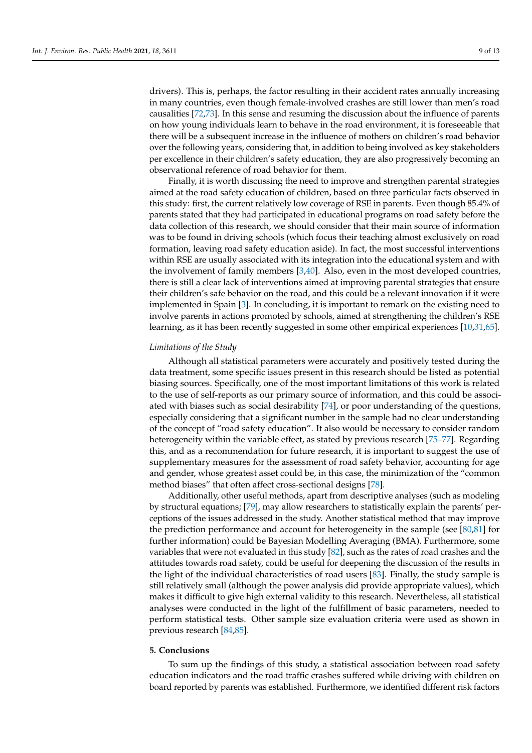drivers). This is, perhaps, the factor resulting in their accident rates annually increasing in many countries, even though female-involved crashes are still lower than men's road causalities [72,73]. In this sense and resuming the discussion about the influence of parents on how young individuals learn to behave in the road environment, it is foreseeable that there will be a subsequent increase in the influence of mothers on children's road behavior over the following years, considering that, in addition to being involved as key stakeholders per excellence in their children's safety education, they are also progressively becoming an observational reference of road behavior for them.

Finally, it is worth discussing the need to improve and strengthen parental strategies aimed at the road safety education of children, based on three particular facts observed in this study: first, the current relatively low coverage of RSE in parents. Even though 85.4% of parents stated that they had participated in educational programs on road safety before the data collection of this research, we should consider that their main source of information was to be found in driving schools (which focus their teaching almost exclusively on road formation, leaving road safety education aside). In fact, the most successful interventions within RSE are usually associated with its integration into the educational system and with the involvement of family members [3,40]. Also, even in the most developed countries, there is still a clear lack of interventions aimed at improving parental strategies that ensure their children's safe behavior on the road, and this could be a relevant innovation if it were implemented in Spain [3]. In concluding, it is important to remark on the existing need to involve parents in actions promoted by schools, aimed at strengthening the children's RSE learning, as it has been recently suggested in some other empirical experiences [10,31,65].

*Limitations of the Study*

Although all statistical parameters were accurately and positively tested during the data treatment, some specific issues present in this research should be listed as potential biasing sources. Specifically, one of the most important limitations of this work is related to the use of self-reports as our primary source of information, and this could be associated with biases such as social desirability [74], or poor understanding of the questions, especially considering that a significant number in the sample had no clear understanding of the concept of "road safety education". It also would be necessary to consider random heterogeneity within the variable effect, as stated by previous research [75–77]. Regarding this, and as a recommendation for future research, it is important to suggest the use of supplementary measures for the assessment of road safety behavior, accounting for age and gender, whose greatest asset could be, in this case, the minimization of the "common method biases" that often affect cross-sectional designs [78].

Additionally, other useful methods, apart from descriptive analyses (such as modeling by structural equations; [79], may allow researchers to statistically explain the parents' perceptions of the issues addressed in the study. Another statistical method that may improve the prediction performance and account for heterogeneity in the sample (see [80,81] for further information) could be Bayesian Modelling Averaging (BMA). Furthermore, some variables that were not evaluated in this study [82], such as the rates of road crashes and the attitudes towards road safety, could be useful for deepening the discussion of the results in the light of the individual characteristics of road users [83]. Finally, the study sample is still relatively small (although the power analysis did provide appropriate values), which makes it difficult to give high external validity to this research. Nevertheless, all statistical analyses were conducted in the light of the fulfillment of basic parameters, needed to perform statistical tests. Other sample size evaluation criteria were used as shown in previous research [84,85].

## 5. Conclusions

To sum up the findings of this study, a statistical association between road safety education indicators and the road traffic crashes suffered while driving with children on board reported by parents was established. Furthermore, we identified different risk factors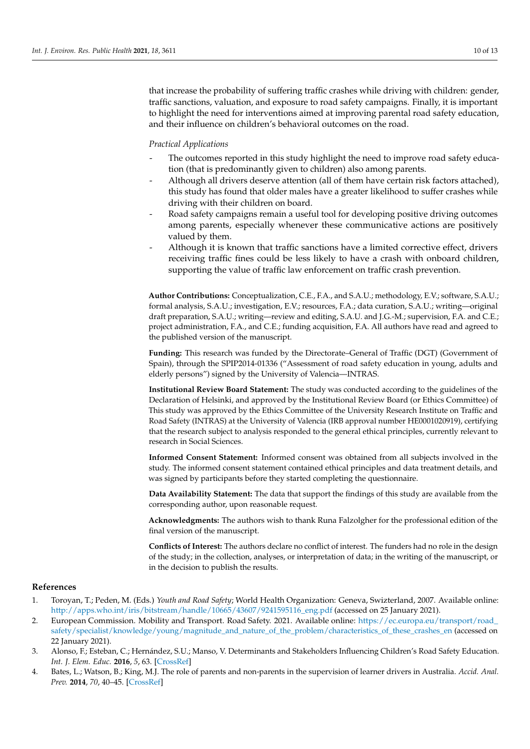that increase the probability of suffering traffic crashes while driving with children: gender, traffic sanctions, valuation, and exposure to road safety campaigns. Finally, it is important to highlight the need for interventions aimed at improving parental road safety education, and their influence on children's behavioral outcomes on the road.

*Practical Applications*

- The outcomes reported in this study highlight the need to improve road safety education (that is predominantly given to children) also among parents.
- Although all drivers deserve attention (all of them have certain risk factors attached), this study has found that older males have a greater likelihood to suffer crashes while driving with their children on board.
- Road safety campaigns remain a useful tool for developing positive driving outcomes among parents, especially whenever these communicative actions are positively valued by them.
- Although it is known that traffic sanctions have a limited corrective effect, drivers receiving traffic fines could be less likely to have a crash with onboard children, supporting the value of traffic law enforcement on traffic crash prevention.

**Author Contributions:** Conceptualization, C.E., F.A., and S.A.U.; methodology, E.V.; software, S.A.U.; formal analysis, S.A.U.; investigation, E.V.; resources, F.A.; data curation, S.A.U.; writing—original draft preparation, S.A.U.; writing—review and editing, S.A.U. and J.G.-M.; supervision, F.A. and C.E.; project administration, F.A., and C.E.; funding acquisition, F.A. All authors have read and agreed to the published version of the manuscript.

**Funding:** This research was funded by the Directorate–General of Traffic (DGT) (Government of Spain), through the SPIP2014-01336 ("Assessment of road safety education in young, adults and elderly persons") signed by the University of Valencia—INTRAS.

**Institutional Review Board Statement:** The study was conducted according to the guidelines of the Declaration of Helsinki, and approved by the Institutional Review Board (or Ethics Committee) of This study was approved by the Ethics Committee of the University Research Institute on Traffic and Road Safety (INTRAS) at the University of Valencia (IRB approval number HE0001020919), certifying that the research subject to analysis responded to the general ethical principles, currently relevant to research in Social Sciences.

**Informed Consent Statement:** Informed consent was obtained from all subjects involved in the study. The informed consent statement contained ethical principles and data treatment details, and was signed by participants before they started completing the questionnaire.

**Data Availability Statement:** The data that support the findings of this study are available from the corresponding author, upon reasonable request.

**Acknowledgments:** The authors wish to thank Runa Falzolgher for the professional edition of the final version of the manuscript.

**Conflicts of Interest:** The authors declare no conflict of interest. The funders had no role in the design of the study; in the collection, analyses, or interpretation of data; in the writing of the manuscript, or in the decision to publish the results.

## References

1. Toroyan, T.; Peden, M. (Eds.) *Youth and Road Safety*; World Health Organization: Geneva, Switzerland, 2007. Available online: http://apps.who.int/iris/bitstream/handle/10665/43607/9241595116_eng.pdf (accessed on 25 January 2021).
2. European Commission. Mobility and Transport. Road Safety. 2021. Available online: https://ec.europa.eu/transport/road_safety/specialist/knowledge/young/magnitude_and_nature_of_the_problem/characteristics_of_these_crashes_en (accessed on 22 January 2021).
3. Alonso, F.; Esteban, C.; Hernández, S.U.; Manso, V. Determinants and Stakeholders Influencing Children's Road Safety Education. *Int. J. Elem. Educ.* **2016**, *5*, 63. [CrossRef]
4. Bates, L.; Watson, B.; King, M.J. The role of parents and non-parents in the supervision of learner drivers in Australia. *Accid. Anal. Prev.* **2014**, *70*, 40–45. [CrossRef]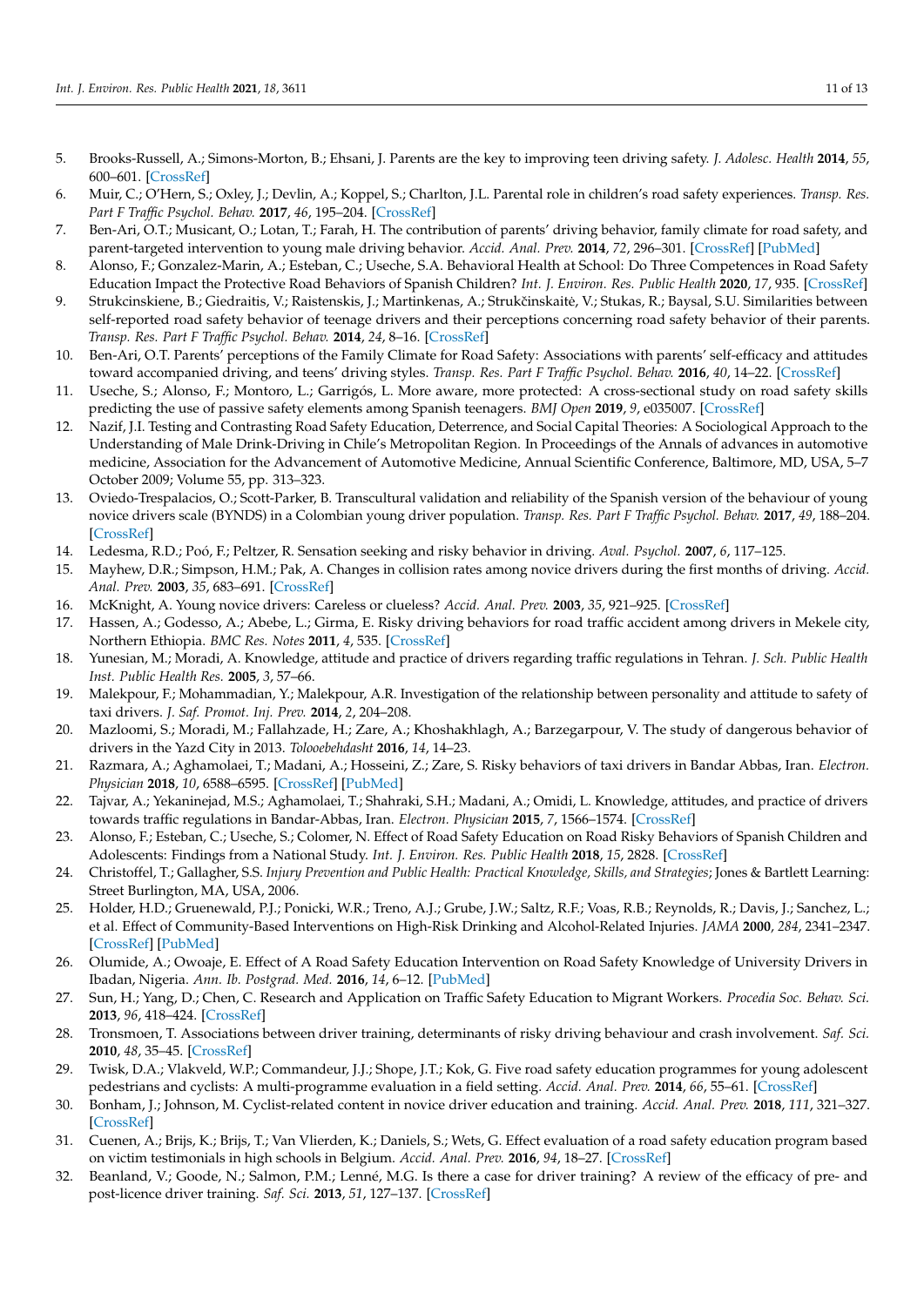5. Brooks-Russell, A.; Simons-Morton, B.; Ehsani, J. Parents are the key to improving teen driving safety. *J. Adolesc. Health* **2014**, *55*, 600–601. [CrossRef]
6. Muir, C.; O'Hern, S.; Oxley, J.; Devlin, A.; Koppel, S.; Charlton, J.L. Parental role in children's road safety experiences. *Transp. Res. Part F Traffic Psychol. Behav.* **2017**, *46*, 195–204. [CrossRef]
7. Ben-Ari, O.T.; Musicant, O.; Lotan, T.; Farah, H. The contribution of parents' driving behavior, family climate for road safety, and parent-targeted intervention to young male driving behavior. *Accid. Anal. Prev.* **2014**, *72*, 296–301. [CrossRef] [PubMed]
8. Alonso, F.; Gonzalez-Marin, A.; Esteban, C.; Useche, S.A. Behavioral Health at School: Do Three Competences in Road Safety Education Impact the Protective Road Behaviors of Spanish Children? *Int. J. Environ. Res. Public Health* **2020**, *17*, 935. [CrossRef]
9. Strukcinskiene, B.; Giedraitis, V.; Raistenskis, J.; Martinkenas, A.; Strukčinskaitė, V.; Stukas, R.; Baysal, S.U. Similarities between self-reported road safety behavior of teenage drivers and their perceptions concerning road safety behavior of their parents. *Transp. Res. Part F Traffic Psychol. Behav.* **2014**, *24*, 8–16. [CrossRef]
10. Ben-Ari, O.T. Parents' perceptions of the Family Climate for Road Safety: Associations with parents' self-efficacy and attitudes toward accompanied driving, and teens' driving styles. *Transp. Res. Part F Traffic Psychol. Behav.* **2016**, *40*, 14–22. [CrossRef]
11. Useche, S.; Alonso, F.; Montoro, L.; Garrigós, L. More aware, more protected: A cross-sectional study on road safety skills predicting the use of passive safety elements among Spanish teenagers. *BMJ Open* **2019**, *9*, e035007. [CrossRef]
12. Nazif, J.I. Testing and Contrasting Road Safety Education, Deterrence, and Social Capital Theories: A Sociological Approach to the Understanding of Male Drink-Driving in Chile's Metropolitan Region. In Proceedings of the Annals of advances in automotive medicine, Association for the Advancement of Automotive Medicine, Annual Scientific Conference, Baltimore, MD, USA, 5–7 October 2009; Volume 55, pp. 313–323.
13. Oviedo-Trespalacios, O.; Scott-Parker, B. Transcultural validation and reliability of the Spanish version of the behaviour of young novice drivers scale (BYNDS) in a Colombian young driver population. *Transp. Res. Part F Traffic Psychol. Behav.* **2017**, *49*, 188–204. [CrossRef]
14. Ledesma, R.D.; Poó, F.; Peltzer, R. Sensation seeking and risky behavior in driving. *Aval. Psychol.* **2007**, *6*, 117–125.
15. Mayhew, D.R.; Simpson, H.M.; Pak, A. Changes in collision rates among novice drivers during the first months of driving. *Accid. Anal. Prev.* **2003**, *35*, 683–691. [CrossRef]
16. McKnight, A. Young novice drivers: Careless or clueless? *Accid. Anal. Prev.* **2003**, *35*, 921–925. [CrossRef]
17. Hassen, A.; Godesso, A.; Abebe, L.; Girma, E. Risky driving behaviors for road traffic accident among drivers in Mekele city, Northern Ethiopia. *BMC Res. Notes* **2011**, *4*, 535. [CrossRef]
18. Yunesian, M.; Moradi, A. Knowledge, attitude and practice of drivers regarding traffic regulations in Tehran. *J. Sch. Public Health Inst. Public Health Res.* **2005**, *3*, 57–66.
19. Malekpour, F.; Mohammadian, Y.; Malekpour, A.R. Investigation of the relationship between personality and attitude to safety of taxi drivers. *J. Saf. Promot. Inj. Prev.* **2014**, *2*, 204–208.
20. Mazloomi, S.; Moradi, M.; Fallahzade, H.; Zare, A.; Khoshakhlagh, A.; Barzegarpour, V. The study of dangerous behavior of drivers in the Yazd City in 2013. *Tolooebehdasht* **2016**, *14*, 14–23.
21. Razmara, A.; Aghamolaei, T.; Madani, A.; Hosseini, Z.; Zare, S. Risky behaviors of taxi drivers in Bandar Abbas, Iran. *Electron. Physician* **2018**, *10*, 6588–6595. [CrossRef] [PubMed]
22. Tajvar, A.; Yekaninejad, M.S.; Aghamolaei, T.; Shahraki, S.H.; Madani, A.; Omidi, L. Knowledge, attitudes, and practice of drivers towards traffic regulations in Bandar-Abbas, Iran. *Electron. Physician* **2015**, *7*, 1566–1574. [CrossRef]
23. Alonso, F.; Esteban, C.; Useche, S.; Colomer, N. Effect of Road Safety Education on Road Risky Behaviors of Spanish Children and Adolescents: Findings from a National Study. *Int. J. Environ. Res. Public Health* **2018**, *15*, 2828. [CrossRef]
24. Christoffel, T.; Gallagher, S.S. *Injury Prevention and Public Health: Practical Knowledge, Skills, and Strategies*; Jones & Bartlett Learning: Street Burlington, MA, USA, 2006.
25. Holder, H.D.; Gruenewald, P.J.; Ponicki, W.R.; Treno, A.J.; Grube, J.W.; Saltz, R.F.; Voas, R.B.; Reynolds, R.; Davis, J.; Sanchez, L.; et al. Effect of Community-Based Interventions on High-Risk Drinking and Alcohol-Related Injuries. *JAMA* **2000**, *284*, 2341–2347. [CrossRef] [PubMed]
26. Olumide, A.; Owoaje, E. Effect of A Road Safety Education Intervention on Road Safety Knowledge of University Drivers in Ibadan, Nigeria. *Ann. Ib. Postgrad. Med.* **2016**, *14*, 6–12. [PubMed]
27. Sun, H.; Yang, D.; Chen, C. Research and Application on Traffic Safety Education to Migrant Workers. *Procedia Soc. Behav. Sci.* **2013**, *96*, 418–424. [CrossRef]
28. Tronsmoen, T. Associations between driver training, determinants of risky driving behaviour and crash involvement. *Saf. Sci.* **2010**, *48*, 35–45. [CrossRef]
29. Twisk, D.A.; Vlakveld, W.P.; Commandeur, J.J.; Shope, J.T.; Kok, G. Five road safety education programmes for young adolescent pedestrians and cyclists: A multi-programme evaluation in a field setting. *Accid. Anal. Prev.* **2014**, *66*, 55–61. [CrossRef]
30. Bonham, J.; Johnson, M. Cyclist-related content in novice driver education and training. *Accid. Anal. Prev.* **2018**, *111*, 321–327. [CrossRef]
31. Cuenen, A.; Brijs, K.; Brijs, T.; Van Vlierden, K.; Daniels, S.; Wets, G. Effect evaluation of a road safety education program based on victim testimonials in high schools in Belgium. *Accid. Anal. Prev.* **2016**, *94*, 18–27. [CrossRef]
32. Beanland, V.; Goode, N.; Salmon, P.M.; Lenné, M.G. Is there a case for driver training? A review of the efficacy of pre- and post-licence driver training. *Saf. Sci.* **2013**, *51*, 127–137. [CrossRef]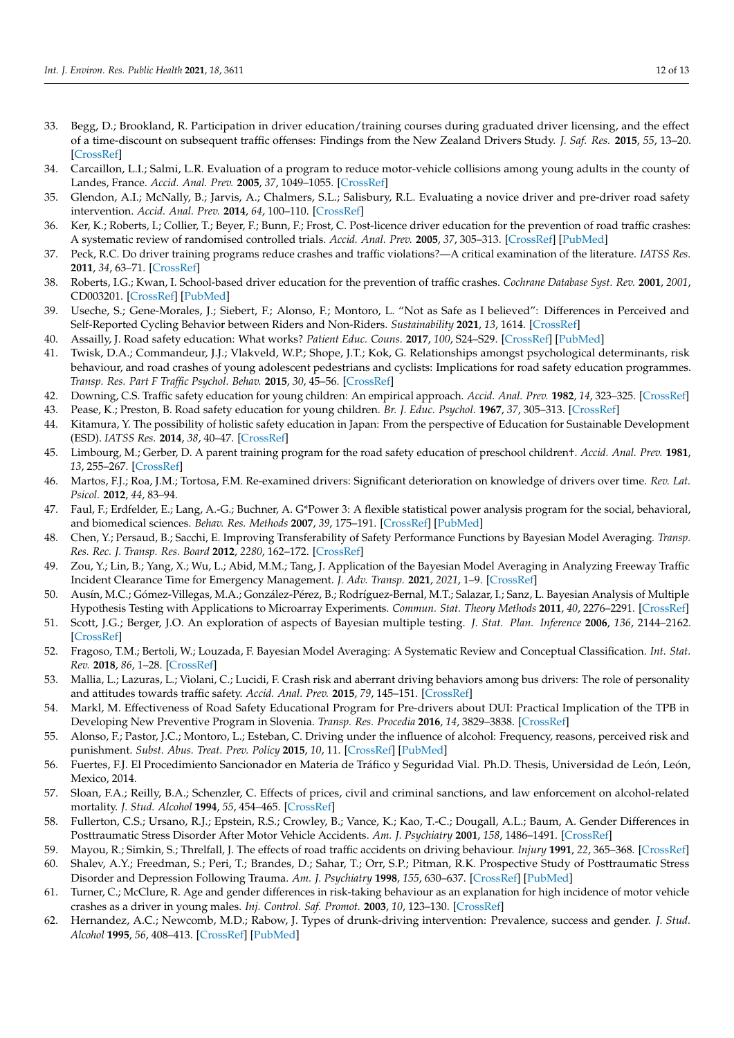33. Begg, D.; Brookland, R. Participation in driver education/training courses during graduated driver licensing, and the effect of a time-discount on subsequent traffic offenses: Findings from the New Zealand Drivers Study. *J. Saf. Res.* **2015**, *55*, 13–20. [CrossRef]
34. Carcaillon, L.I.; Salmi, L.R. Evaluation of a program to reduce motor-vehicle collisions among young adults in the county of Landes, France. *Accid. Anal. Prev.* **2005**, *37*, 1049–1055. [CrossRef]
35. Glendon, A.I.; McNally, B.; Jarvis, A.; Chalmers, S.L.; Salisbury, R.L. Evaluating a novice driver and pre-driver road safety intervention. *Accid. Anal. Prev.* **2014**, *64*, 100–110. [CrossRef]
36. Ker, K.; Roberts, I.; Collier, T.; Beyer, F.; Bunn, F.; Frost, C. Post-licence driver education for the prevention of road traffic crashes: A systematic review of randomised controlled trials. *Accid. Anal. Prev.* **2005**, *37*, 305–313. [CrossRef] [PubMed]
37. Peck, R.C. Do driver training programs reduce crashes and traffic violations?—A critical examination of the literature. *IATSS Res.* **2011**, *34*, 63–71. [CrossRef]
38. Roberts, I.G.; Kwan, I. School-based driver education for the prevention of traffic crashes. *Cochrane Database Syst. Rev.* **2001**, *2001*, CD003201. [CrossRef] [PubMed]
39. Useche, S.; Gene-Morales, J.; Siebert, F.; Alonso, F.; Montoro, L. "Not as Safe as I believed": Differences in Perceived and Self-Reported Cycling Behavior between Riders and Non-Riders. *Sustainability* **2021**, *13*, 1614. [CrossRef]
40. Assailly, J. Road safety education: What works? *Patient Educ. Couns.* **2017**, *100*, S24–S29. [CrossRef] [PubMed]
41. Twisk, D.A.; Commandeur, J.J.; Vlakveld, W.P.; Shope, J.T.; Kok, G. Relationships amongst psychological determinants, risk behaviour, and road crashes of young adolescent pedestrians and cyclists: Implications for road safety education programmes. *Transp. Res. Part F Traffic Psychol. Behav.* **2015**, *30*, 45–56. [CrossRef]
42. Downing, C.S. Traffic safety education for young children: An empirical approach. *Accid. Anal. Prev.* **1982**, *14*, 323–325. [CrossRef]
43. Pease, K.; Preston, B. Road safety education for young children. *Br. J. Educ. Psychol.* **1967**, *37*, 305–313. [CrossRef]
44. Kitamura, Y. The possibility of holistic safety education in Japan: From the perspective of Education for Sustainable Development (ESD). *IATSS Res.* **2014**, *38*, 40–47. [CrossRef]
45. Limbourg, M.; Gerber, D. A parent training program for the road safety education of preschool children†. *Accid. Anal. Prev.* **1981**, *13*, 255–267. [CrossRef]
46. Martos, F.J.; Roa, J.M.; Tortosa, F.M. Re-examined drivers: Significant deterioration on knowledge of drivers over time. *Rev. Lat. Psicol.* **2012**, *44*, 83–94.
47. Faul, F.; Erdfelder, E.; Lang, A.-G.; Buchner, A. G*Power 3: A flexible statistical power analysis program for the social, behavioral, and biomedical sciences. *Behav. Res. Methods* **2007**, *39*, 175–191. [CrossRef] [PubMed]
48. Chen, Y.; Persaud, B.; Sacchi, E. Improving Transferability of Safety Performance Functions by Bayesian Model Averaging. *Transp. Res. Rec. J. Transp. Res. Board* **2012**, *2280*, 162–172. [CrossRef]
49. Zou, Y.; Lin, B.; Yang, X.; Wu, L.; Abid, M.M.; Tang, J. Application of the Bayesian Model Averaging in Analyzing Freeway Traffic Incident Clearance Time for Emergency Management. *J. Adv. Transp.* **2021**, *2021*, 1–9. [CrossRef]
50. Ausín, M.C.; Gómez-Villegas, M.A.; González-Pérez, B.; Rodríguez-Bernal, M.T.; Salazar, I.; Sanz, L. Bayesian Analysis of Multiple Hypothesis Testing with Applications to Microarray Experiments. *Commun. Stat. Theory Methods* **2011**, *40*, 2276–2291. [CrossRef]
51. Scott, J.G.; Berger, J.O. An exploration of aspects of Bayesian multiple testing. *J. Stat. Plan. Inference* **2006**, *136*, 2144–2162. [CrossRef]
52. Fragoso, T.M.; Bertoli, W.; Louzada, F. Bayesian Model Averaging: A Systematic Review and Conceptual Classification. *Int. Stat. Rev.* **2018**, *86*, 1–28. [CrossRef]
53. Mallia, L.; Lazuras, L.; Violani, C.; Lucidi, F. Crash risk and aberrant driving behaviors among bus drivers: The role of personality and attitudes towards traffic safety. *Accid. Anal. Prev.* **2015**, *79*, 145–151. [CrossRef]
54. Markl, M. Effectiveness of Road Safety Educational Program for Pre-drivers about DUI: Practical Implication of the TPB in Developing New Preventive Program in Slovenia. *Transp. Res. Procedia* **2016**, *14*, 3829–3838. [CrossRef]
55. Alonso, F.; Pastor, J.C.; Montoro, L.; Esteban, C. Driving under the influence of alcohol: Frequency, reasons, perceived risk and punishment. *Subst. Abus. Treat. Prev. Policy* **2015**, *10*, 11. [CrossRef] [PubMed]
56. Fuertes, F.J. El Procedimiento Sancionador en Materia de Tráfico y Seguridad Vial. Ph.D. Thesis, Universidad de León, León, Mexico, 2014.
57. Sloan, F.A.; Reilly, B.A.; Schenzler, C. Effects of prices, civil and criminal sanctions, and law enforcement on alcohol-related mortality. *J. Stud. Alcohol* **1994**, *55*, 454–465. [CrossRef]
58. Fullerton, C.S.; Ursano, R.J.; Epstein, R.S.; Crowley, B.; Vance, K.; Kao, T.-C.; Dougall, A.L.; Baum, A. Gender Differences in Posttraumatic Stress Disorder After Motor Vehicle Accidents. *Am. J. Psychiatry* **2001**, *158*, 1486–1491. [CrossRef]
59. Mayou, R.; Simkin, S.; Threlfall, J. The effects of road traffic accidents on driving behaviour. *Injury* **1991**, *22*, 365–368. [CrossRef]
60. Shalev, A.Y.; Freedman, S.; Peri, T.; Brandes, D.; Sahar, T.; Orr, S.P.; Pitman, R.K. Prospective Study of Posttraumatic Stress Disorder and Depression Following Trauma. *Am. J. Psychiatry* **1998**, *155*, 630–637. [CrossRef] [PubMed]
61. Turner, C.; McClure, R. Age and gender differences in risk-taking behaviour as an explanation for high incidence of motor vehicle crashes as a driver in young males. *Inj. Control. Saf. Promot.* **2003**, *10*, 123–130. [CrossRef]
62. Hernandez, A.C.; Newcomb, M.D.; Rabow, J. Types of drunk-driving intervention: Prevalence, success and gender. *J. Stud. Alcohol* **1995**, *56*, 408–413. [CrossRef] [PubMed]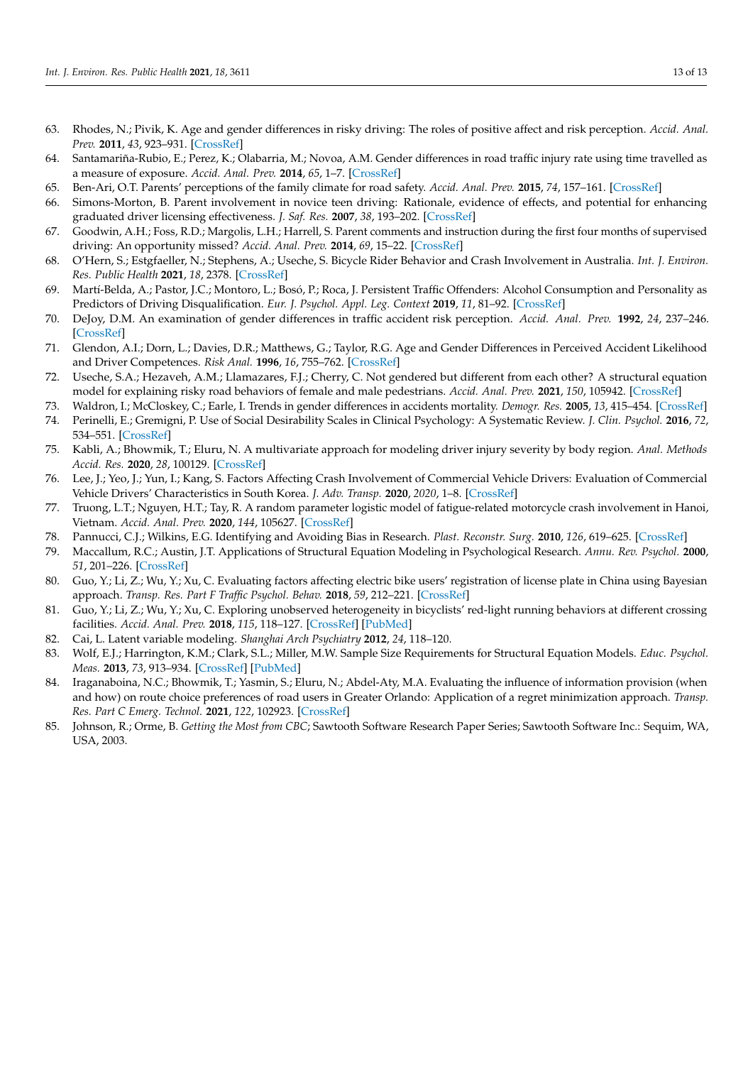63. Rhodes, N.; Pivik, K. Age and gender differences in risky driving: The roles of positive affect and risk perception. *Accid. Anal. Prev.* **2011**, *43*, 923–931. [CrossRef]
64. Santamariña-Rubio, E.; Perez, K.; Olabarria, M.; Novoa, A.M. Gender differences in road traffic injury rate using time travelled as a measure of exposure. *Accid. Anal. Prev.* **2014**, *65*, 1–7. [CrossRef]
65. Ben-Ari, O.T. Parents' perceptions of the family climate for road safety. *Accid. Anal. Prev.* **2015**, *74*, 157–161. [CrossRef]
66. Simons-Morton, B. Parent involvement in novice teen driving: Rationale, evidence of effects, and potential for enhancing graduated driver licensing effectiveness. *J. Saf. Res.* **2007**, *38*, 193–202. [CrossRef]
67. Goodwin, A.H.; Foss, R.D.; Margolis, L.H.; Harrell, S. Parent comments and instruction during the first four months of supervised driving: An opportunity missed? *Accid. Anal. Prev.* **2014**, *69*, 15–22. [CrossRef]
68. O'Hern, S.; Estgfaeller, N.; Stephens, A.; Useche, S. Bicycle Rider Behavior and Crash Involvement in Australia. *Int. J. Environ. Res. Public Health* **2021**, *18*, 2378. [CrossRef]
69. Martí-Belda, A.; Pastor, J.C.; Montoro, L.; Bosó, P.; Roca, J. Persistent Traffic Offenders: Alcohol Consumption and Personality as Predictors of Driving Disqualification. *Eur. J. Psychol. Appl. Leg. Context* **2019**, *11*, 81–92. [CrossRef]
70. DeJoy, D.M. An examination of gender differences in traffic accident risk perception. *Accid. Anal. Prev.* **1992**, *24*, 237–246. [CrossRef]
71. Glendon, A.I.; Dorn, L.; Davies, D.R.; Matthews, G.; Taylor, R.G. Age and Gender Differences in Perceived Accident Likelihood and Driver Competences. *Risk Anal.* **1996**, *16*, 755–762. [CrossRef]
72. Useche, S.A.; Hezaveh, A.M.; Llamazares, F.J.; Cherry, C. Not gendered but different from each other? A structural equation model for explaining risky road behaviors of female and male pedestrians. *Accid. Anal. Prev.* **2021**, *150*, 105942. [CrossRef]
73. Waldron, I.; McCloskey, C.; Earle, I. Trends in gender differences in accidents mortality. *Demogr. Res.* **2005**, *13*, 415–454. [CrossRef]
74. Perinelli, E.; Gremigni, P. Use of Social Desirability Scales in Clinical Psychology: A Systematic Review. *J. Clin. Psychol.* **2016**, *72*, 534–551. [CrossRef]
75. Kabli, A.; Bhowmik, T.; Eluru, N. A multivariate approach for modeling driver injury severity by body region. *Anal. Methods Accid. Res.* **2020**, *28*, 100129. [CrossRef]
76. Lee, J.; Yeo, J.; Yun, I.; Kang, S. Factors Affecting Crash Involvement of Commercial Vehicle Drivers: Evaluation of Commercial Vehicle Drivers' Characteristics in South Korea. *J. Adv. Transp.* **2020**, *2020*, 1–8. [CrossRef]
77. Truong, L.T.; Nguyen, H.T.; Tay, R. A random parameter logistic model of fatigue-related motorcycle crash involvement in Hanoi, Vietnam. *Accid. Anal. Prev.* **2020**, *144*, 105627. [CrossRef]
78. Pannucci, C.J.; Wilkins, E.G. Identifying and Avoiding Bias in Research. *Plast. Reconstr. Surg.* **2010**, *126*, 619–625. [CrossRef]
79. Maccallum, R.C.; Austin, J.T. Applications of Structural Equation Modeling in Psychological Research. *Annu. Rev. Psychol.* **2000**, *51*, 201–226. [CrossRef]
80. Guo, Y.; Li, Z.; Wu, Y.; Xu, C. Evaluating factors affecting electric bike users' registration of license plate in China using Bayesian approach. *Transp. Res. Part F Traffic Psychol. Behav.* **2018**, *59*, 212–221. [CrossRef]
81. Guo, Y.; Li, Z.; Wu, Y.; Xu, C. Exploring unobserved heterogeneity in bicyclists' red-light running behaviors at different crossing facilities. *Accid. Anal. Prev.* **2018**, *115*, 118–127. [CrossRef] [PubMed]
82. Cai, L. Latent variable modeling. *Shanghai Arch Psychiatry* **2012**, *24*, 118–120.
83. Wolf, E.J.; Harrington, K.M.; Clark, S.L.; Miller, M.W. Sample Size Requirements for Structural Equation Models. *Educ. Psychol. Meas.* **2013**, *73*, 913–934. [CrossRef] [PubMed]
84. Iraganaboina, N.C.; Bhowmik, T.; Yasmin, S.; Eluru, N.; Abdel-Aty, M.A. Evaluating the influence of information provision (when and how) on route choice preferences of road users in Greater Orlando: Application of a regret minimization approach. *Transp. Res. Part C Emerg. Technol.* **2021**, *122*, 102923. [CrossRef]
85. Johnson, R.; Orme, B. *Getting the Most from CBC*; Sawtooth Software Research Paper Series; Sawtooth Software Inc.: Sequim, WA, USA, 2003.